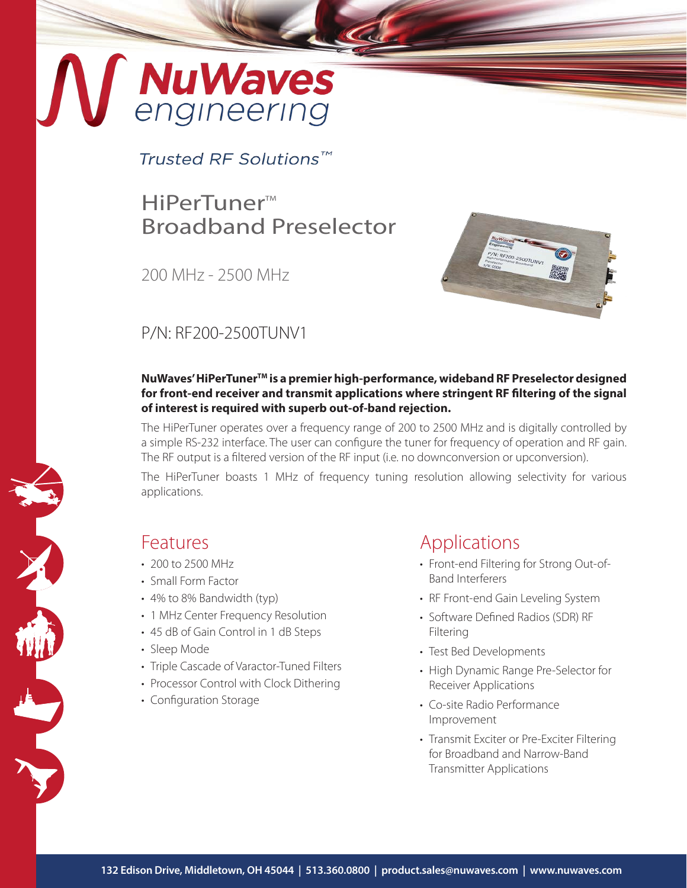# NuWaves engineering

*Trusted RF Solutions™*

## HiPerTuner™ Broadband Preselector

200 MHz - 2500 MHz

P/N: RF200-2500TUNV1

**NuWaves' HiPerTuner™ is a premier high-performance, wideband RF Preselector designed for front-end receiver and transmit applications where stringent RF filtering of the signal of interest is required with superb out-of-band rejection.**

The HiPerTuner operates over a frequency range of 200 to 2500 MHz and is digitally controlled by a simple RS-232 interface. The user can configure the tuner for frequency of operation and RF gain. The RF output is a filtered version of the RF input (i.e. no downconversion or upconversion).

The HiPerTuner boasts 1 MHz of frequency tuning resolution allowing selectivity for various applications.

## Features

- 200 to 2500 MHz
- Small Form Factor
- 4% to 8% Bandwidth (typ)
- 1 MHz Center Frequency Resolution
- 45 dB of Gain Control in 1 dB Steps
- Sleep Mode
- Triple Cascade of Varactor-Tuned Filters
- Processor Control with Clock Dithering
- Configuration Storage

## Applications

- Front-end Filtering for Strong Out-of-Band Interferers
- RF Front-end Gain Leveling System
- Software Defined Radios (SDR) RF Filtering
- Test Bed Developments
- High Dynamic Range Pre-Selector for Receiver Applications
- Co-site Radio Performance Improvement
- Transmit Exciter or Pre-Exciter Filtering for Broadband and Narrow-Band Transmitter Applications

132 Edison Drive, Middletown, OH 45044 | 513.360.0800 | product.sales@nuwaves.com | www.nuwaves.com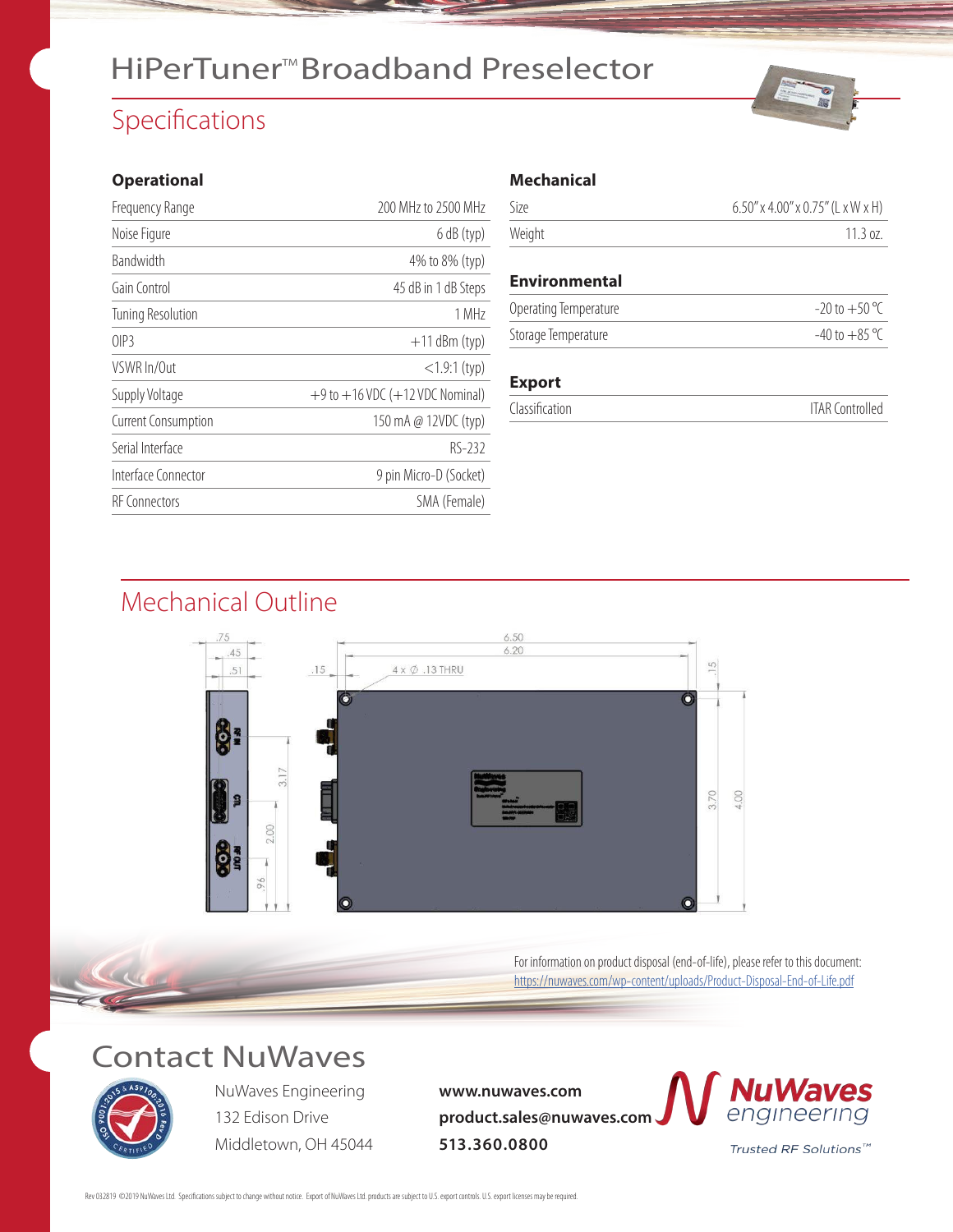# HiPerTuner™ Broadband Preselector

## Specifications

### Operational

| | |
|---|---|
| Frequency Range | 200 MHz to 2500 MHz |
| Noise Figure | 6 dB (typ) |
| Bandwidth | 4% to 8% (typ) |
| Gain Control | 45 dB in 1 dB Steps |
| Tuning Resolution | 1 MHz |
| OIP3 | +11 dBm (typ) |
| VSWR In/Out | <1.9:1 (typ) |
| Supply Voltage | +9 to +16 VDC (+12 VDC Nominal) |
| Current Consumption | 150 mA @ 12VDC (typ) |
| Serial Interface | RS-232 |
| Interface Connector | 9 pin Micro-D (Socket) |
| RF Connectors | SMA (Female) |

### Mechanical

| | |
|---|---|
| Size | 6.50" x 4.00" x 0.75" (L x W x H) |
| Weight | 11.3 oz. |

### Environmental

| | |
|---|---|
| Operating Temperature | -20 to +50 °C |
| Storage Temperature | -40 to +85 °C |

### Export

| | |
|---|---|
| Classification | ITAR Controlled |

## Mechanical Outline

.75
.45
.51
.15
4 x ∅ .13 THRU
6.50
6.20
.15
RF IN
CTL
RF OUT
3.17
2.00
.96
3.70
4.00

For information on product disposal (end-of-life), please refer to this document:
https://nuwaves.com/wp-content/uploads/Product-Disposal-End-of-Life.pdf

## Contact NuWaves

NuWaves Engineering
132 Edison Drive
Middletown, OH 45044

**www.nuwaves.com**
**product.sales@nuwaves.com**
**513.360.0800**

NuWaves engineering
Trusted RF Solutions™

Rev 032819 ©2019 NuWaves Ltd. Specifications subject to change without notice. Export of NuWaves Ltd. products are subject to U.S. export controls. U.S. export licenses may be required.